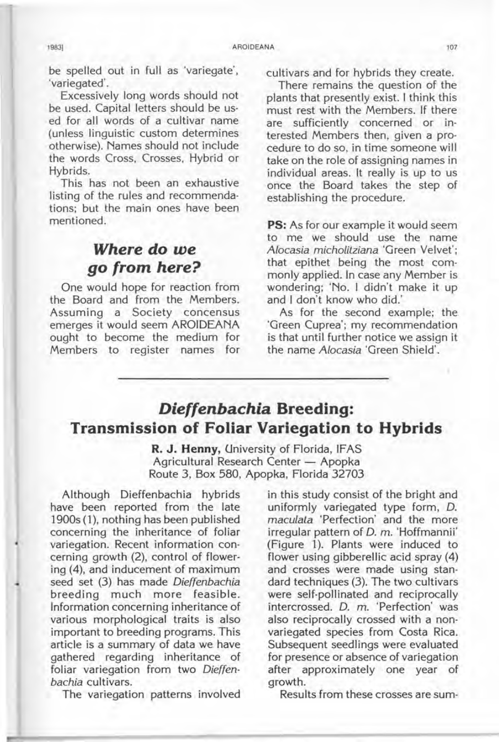be spelled out in full as 'variegate', 'variegated'.

Excessively long words should not be used. Capital letters should be used for all words of a cultivar name (unless linguistic custom determines otherwise). Names should not include the words Cross, Crosses, Hybrid or Hybrids.

This has not been an exhaustive listing of the rules and recommendations; but the main ones have been mentioned.

## *Where do we go from here?*

One would hope for reaction from the Board and from the Members. Assuming a Society concensus emerges it would seem AROIDEANA ought to become the medium for Members to register names for cultivars and for hybrids they create.

There remains the question of the plants that presently exist. I think this must rest with the Members. If there are sufficiently concerned or interested Members then, given a procedure to do so, in time someone will take on the role of assigning names in individual areas. It really is up to us once the Board takes the step of establishing the procedure.

**PS:** As for our example it would seem to me we should use the name *Alocasia micholitziana* 'Green Velvet'; that epithet being the most commonly applied. In case any Member is wondering; 'No. I didn't make it up and I don't know who did.'

As for the second example; the 'Green Cuprea'; my recommendation is that until further notice we assign it the name *Alocasia* 'Green Shield'.

---

# *Dieffenbachia* Breeding: Transmission of Foliar Variegation to Hybrids

**R. J. Henny,** University of Florida, IFAS
Agricultural Research Center — Apopka
Route 3, Box 580, Apopka, Florida 32703

Although Dieffenbachia hybrids have been reported from the late 1900s (1), nothing has been published concerning the inheritance of foliar variegation. Recent information concerning growth (2), control of flowering (4), and inducement of maximum seed set (3) has made *Dieffenbachia* breeding much more feasible. Information concerning inheritance of various morphological traits is also important to breeding programs. This article is a summary of data we have gathered regarding inheritance of foliar variegation from two *Dieffenbachia* cultivars.

The variegation patterns involved in this study consist of the bright and uniformly variegated type form, *D. maculata* 'Perfection' and the more irregular pattern of *D. m.* 'Hoffmannii' (Figure 1). Plants were induced to flower using gibberellic acid spray (4) and crosses were made using standard techniques (3). The two cultivars were self-pollinated and reciprocally intercrossed. *D. m.* 'Perfection' was also reciprocally crossed with a non-variegated species from Costa Rica. Subsequent seedlings were evaluated for presence or absence of variegation after approximately one year of growth.

Results from these crosses are sum-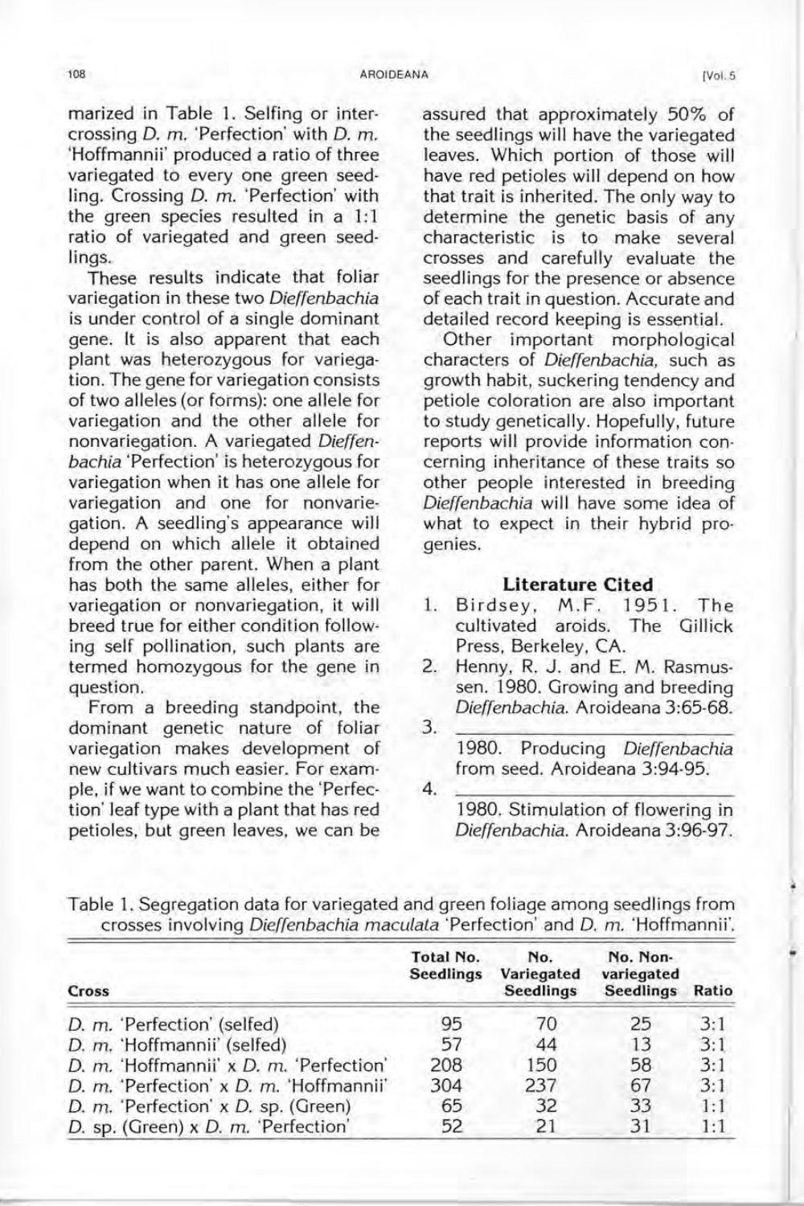marized in Table 1. Selfing or intercrossing *D. m.* 'Perfection' with *D. m.* 'Hoffmannii' produced a ratio of three variegated to every one green seedling. Crossing *D. m.* 'Perfection' with the green species resulted in a 1:1 ratio of variegated and green seedlings.

These results indicate that foliar variegation in these two *Dieffenbachia* is under control of a single dominant gene. It is also apparent that each plant was heterozygous for variegation. The gene for variegation consists of two alleles (or forms): one allele for variegation and the other allele for nonvariegation. A variegated *Dieffenbachia* 'Perfection' is heterozygous for variegation when it has one allele for variegation and one for nonvariegation. A seedling's appearance will depend on which allele it obtained from the other parent. When a plant has both the same alleles, either for variegation or nonvariegation, it will breed true for either condition following self pollination, such plants are termed homozygous for the gene in question.

From a breeding standpoint, the dominant genetic nature of foliar variegation makes development of new cultivars much easier. For example, if we want to combine the 'Perfection' leaf type with a plant that has red petioles, but green leaves, we can be assured that approximately 50% of the seedlings will have the variegated leaves. Which portion of those will have red petioles will depend on how that trait is inherited. The only way to determine the genetic basis of any characteristic is to make several crosses and carefully evaluate the seedlings for the presence or absence of each trait in question. Accurate and detailed record keeping is essential.

Other important morphological characters of *Dieffenbachia*, such as growth habit, suckering tendency and petiole coloration are also important to study genetically. Hopefully, future reports will provide information concerning inheritance of these traits so other people interested in breeding *Dieffenbachia* will have some idea of what to expect in their hybrid progenies.

## Literature Cited

1. Birdsey, M.F. 1951. The cultivated aroids. The Gillick Press, Berkeley, CA.
2. Henny, R. J. and E. M. Rasmussen. 1980. Growing and breeding *Dieffenbachia*. Aroideana 3:65-68.
3. \_\_\_\_\_\_\_\_ 1980. Producing *Dieffenbachia* from seed. Aroideana 3:94-95.
4. \_\_\_\_\_\_\_\_ 1980. Stimulation of flowering in *Dieffenbachia*. Aroideana 3:96-97.

Table 1. Segregation data for variegated and green foliage among seedlings from crosses involving *Dieffenbachia maculata* 'Perfection' and *D. m.* 'Hoffmannii'.

| Cross | Total No. Seedlings | No. Variegated Seedlings | No. Non-variegated Seedlings | Ratio |
|---|---|---|---|---|
| *D. m.* 'Perfection' (selfed) | 95 | 70 | 25 | 3:1 |
| *D. m.* 'Hoffmannii' (selfed) | 57 | 44 | 13 | 3:1 |
| *D. m.* 'Hoffmannii' x *D. m.* 'Perfection' | 208 | 150 | 58 | 3:1 |
| *D. m.* 'Perfection' x *D. m.* 'Hoffmannii' | 304 | 237 | 67 | 3:1 |
| *D. m.* 'Perfection' x *D.* sp. (Green) | 65 | 32 | 33 | 1:1 |
| *D.* sp. (Green) x *D. m.* 'Perfection' | 52 | 21 | 31 | 1:1 |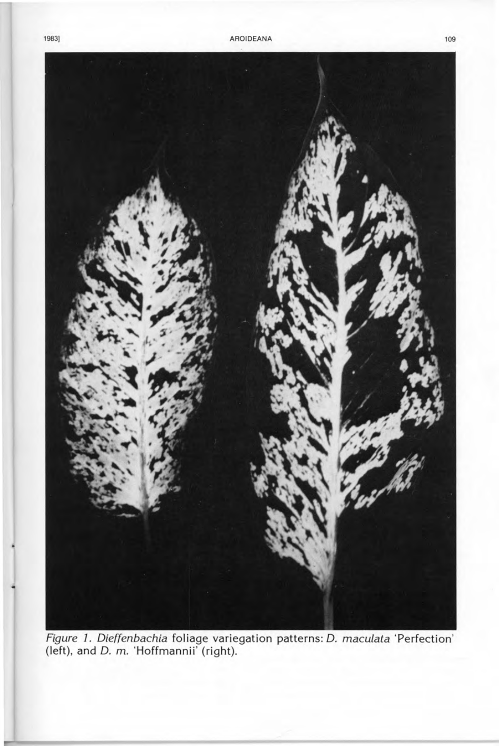*Figure 1. Dieffenbachia* foliage variegation patterns: *D. maculata* 'Perfection' (left), and *D. m.* 'Hoffmannii' (right).